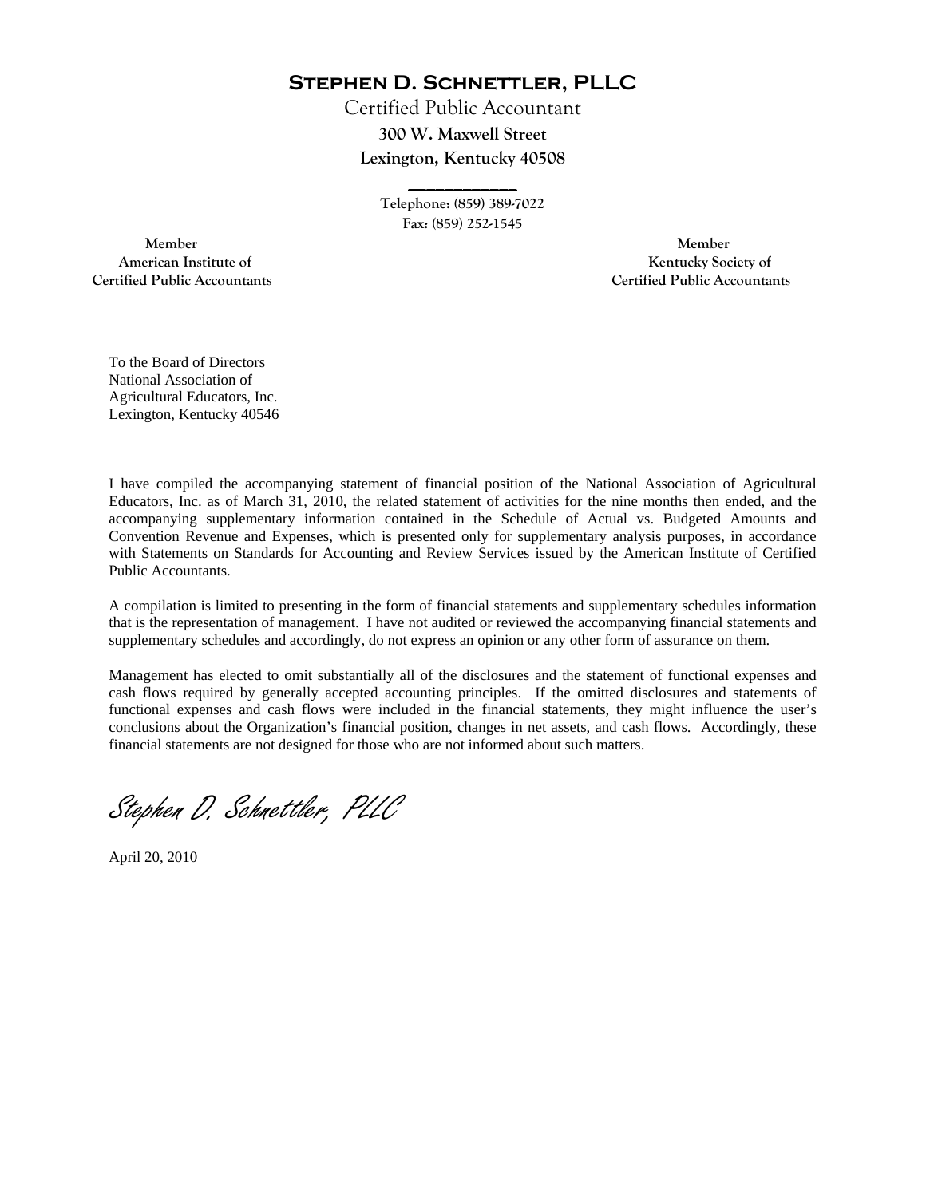# Stephen D. Schnettler, PLLC

Certified Public Accountant

300 W. Maxwell Street

Lexington, Kentucky 40508

Telephone: (859) 389-7022

Fax: (859) 252-1545

Member
American Institute of
Certified Public Accountants

Member
Kentucky Society of
Certified Public Accountants

To the Board of Directors
National Association of
Agricultural Educators, Inc.
Lexington, Kentucky 40546

I have compiled the accompanying statement of financial position of the National Association of Agricultural Educators, Inc. as of March 31, 2010, the related statement of activities for the nine months then ended, and the accompanying supplementary information contained in the Schedule of Actual vs. Budgeted Amounts and Convention Revenue and Expenses, which is presented only for supplementary analysis purposes, in accordance with Statements on Standards for Accounting and Review Services issued by the American Institute of Certified Public Accountants.

A compilation is limited to presenting in the form of financial statements and supplementary schedules information that is the representation of management. I have not audited or reviewed the accompanying financial statements and supplementary schedules and accordingly, do not express an opinion or any other form of assurance on them.

Management has elected to omit substantially all of the disclosures and the statement of functional expenses and cash flows required by generally accepted accounting principles. If the omitted disclosures and statements of functional expenses and cash flows were included in the financial statements, they might influence the user's conclusions about the Organization's financial position, changes in net assets, and cash flows. Accordingly, these financial statements are not designed for those who are not informed about such matters.

*Stephen D. Schnettler, PLLC*

April 20, 2010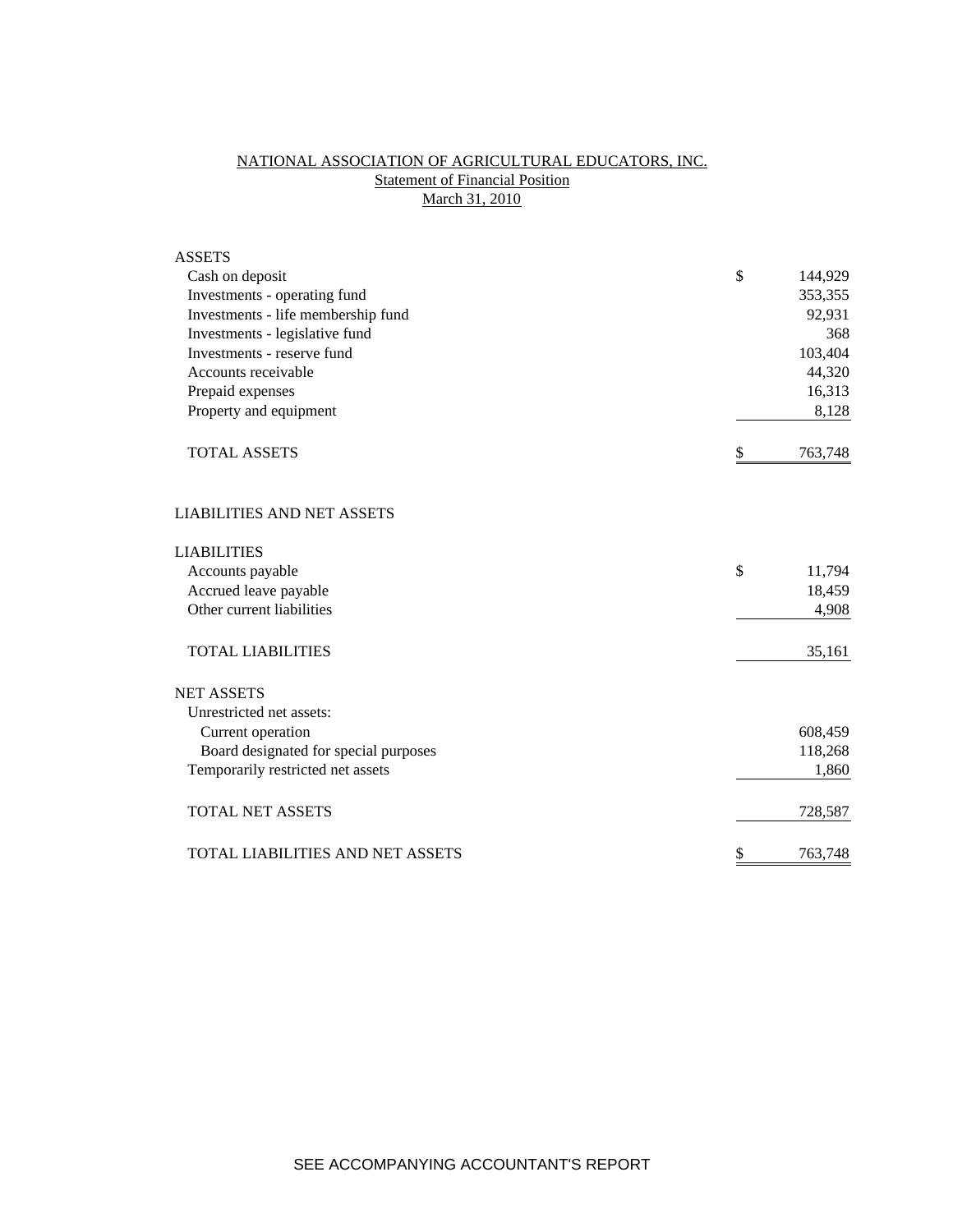# NATIONAL ASSOCIATION OF AGRICULTURAL EDUCATORS, INC.

## Statement of Financial Position

### March 31, 2010

| | | |
|---|---|---|
| **ASSETS** | | |
| Cash on deposit | $ | 144,929 |
| Investments - operating fund | | 353,355 |
| Investments - life membership fund | | 92,931 |
| Investments - legislative fund | | 368 |
| Investments - reserve fund | | 103,404 |
| Accounts receivable | | 44,320 |
| Prepaid expenses | | 16,313 |
| Property and equipment | | 8,128 |
| TOTAL ASSETS | $ | 763,748 |
| | | |
| **LIABILITIES AND NET ASSETS** | | |
| | | |
| **LIABILITIES** | | |
| Accounts payable | $ | 11,794 |
| Accrued leave payable | | 18,459 |
| Other current liabilities | | 4,908 |
| TOTAL LIABILITIES | | 35,161 |
| | | |
| **NET ASSETS** | | |
| Unrestricted net assets: | | |
| Current operation | | 608,459 |
| Board designated for special purposes | | 118,268 |
| Temporarily restricted net assets | | 1,860 |
| TOTAL NET ASSETS | | 728,587 |
| | | |
| TOTAL LIABILITIES AND NET ASSETS | $ | 763,748 |

SEE ACCOMPANYING ACCOUNTANT'S REPORT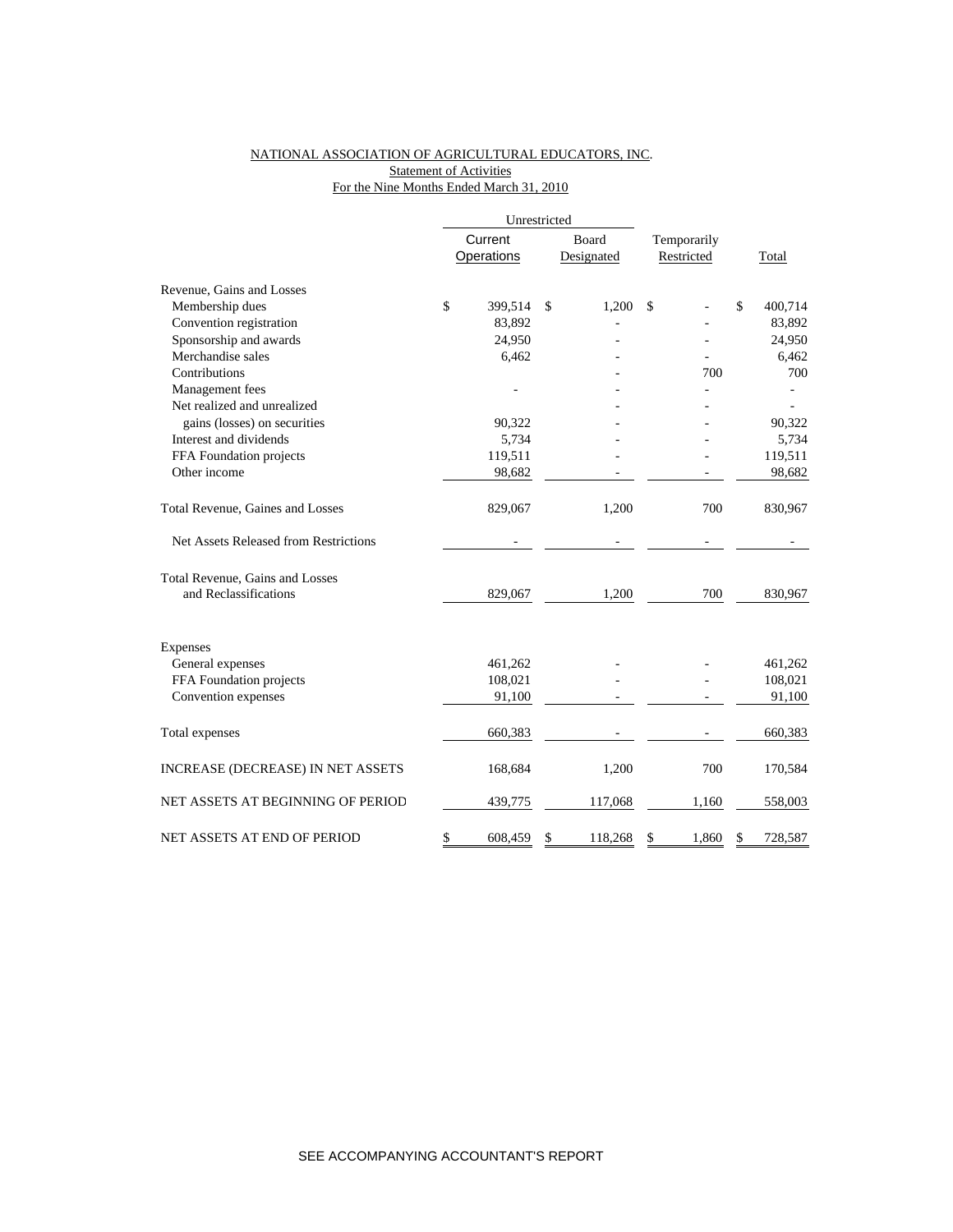NATIONAL ASSOCIATION OF AGRICULTURAL EDUCATORS, INC.
Statement of Activities
For the Nine Months Ended March 31, 2010

| | Unrestricted | | | |
|---|---|---|---|---|
| | Current Operations | Board Designated | Temporarily Restricted | Total |
| Revenue, Gains and Losses | | | | |
| Membership dues | $ 399,514 | $ 1,200 | $ - | $ 400,714 |
| Convention registration | 83,892 | - | - | 83,892 |
| Sponsorship and awards | 24,950 | - | - | 24,950 |
| Merchandise sales | 6,462 | - | - | 6,462 |
| Contributions | | - | 700 | 700 |
| Management fees | - | - | - | - |
| Net realized and unrealized | | - | - | - |
| gains (losses) on securities | 90,322 | - | - | 90,322 |
| Interest and dividends | 5,734 | - | - | 5,734 |
| FFA Foundation projects | 119,511 | - | - | 119,511 |
| Other income | 98,682 | - | - | 98,682 |
| Total Revenue, Gaines and Losses | 829,067 | 1,200 | 700 | 830,967 |
| Net Assets Released from Restrictions | - | - | - | - |
| Total Revenue, Gains and Losses and Reclassifications | 829,067 | 1,200 | 700 | 830,967 |
| Expenses | | | | |
| General expenses | 461,262 | - | - | 461,262 |
| FFA Foundation projects | 108,021 | - | - | 108,021 |
| Convention expenses | 91,100 | - | - | 91,100 |
| Total expenses | 660,383 | - | - | 660,383 |
| INCREASE (DECREASE) IN NET ASSETS | 168,684 | 1,200 | 700 | 170,584 |
| NET ASSETS AT BEGINNING OF PERIOD | 439,775 | 117,068 | 1,160 | 558,003 |
| NET ASSETS AT END OF PERIOD | $ 608,459 | $ 118,268 | $ 1,860 | $ 728,587 |

SEE ACCOMPANYING ACCOUNTANT'S REPORT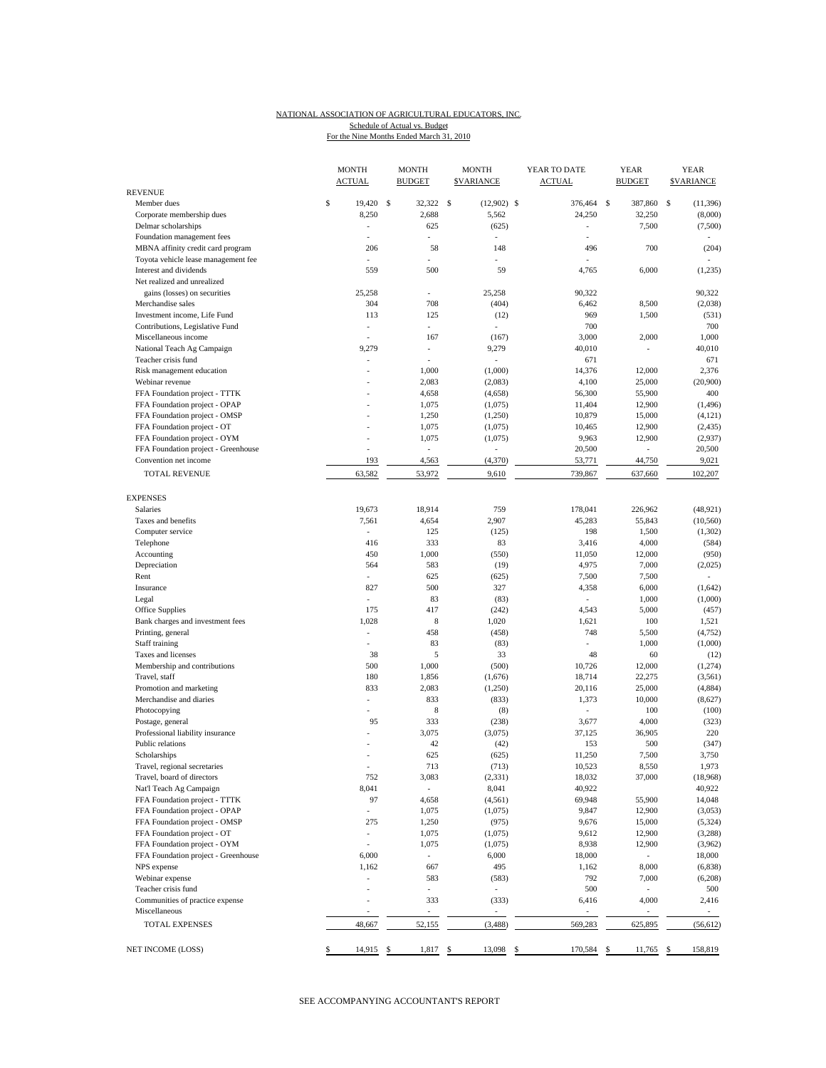NATIONAL ASSOCIATION OF AGRICULTURAL EDUCATORS, INC.
Schedule of Actual vs. Budget
For the Nine Months Ended March 31, 2010

| | MONTH ACTUAL | MONTH BUDGET | MONTH $VARIANCE | YEAR TO DATE ACTUAL | YEAR BUDGET | YEAR $VARIANCE |
|---|---|---|---|---|---|---|
| REVENUE | | | | | | |
| Member dues | $ 19,420 | $ 32,322 | $ (12,902) | $ 376,464 | $ 387,860 | $ (11,396) |
| Corporate membership dues | 8,250 | 2,688 | 5,562 | 24,250 | 32,250 | (8,000) |
| Delmar scholarships | - | 625 | (625) | - | 7,500 | (7,500) |
| Foundation management fees | - | - | - | - | | - |
| MBNA affinity credit card program | 206 | 58 | 148 | 496 | 700 | (204) |
| Toyota vehicle lease management fee | - | - | - | - | | - |
| Interest and dividends | 559 | 500 | 59 | 4,765 | 6,000 | (1,235) |
| Net realized and unrealized gains (losses) on securities | 25,258 | - | 25,258 | 90,322 | | 90,322 |
| Merchandise sales | 304 | 708 | (404) | 6,462 | 8,500 | (2,038) |
| Investment income, Life Fund | 113 | 125 | (12) | 969 | 1,500 | (531) |
| Contributions, Legislative Fund | - | - | - | 700 | | 700 |
| Miscellaneous income | - | 167 | (167) | 3,000 | 2,000 | 1,000 |
| National Teach Ag Campaign | 9,279 | - | 9,279 | 40,010 | - | 40,010 |
| Teacher crisis fund | - | - | - | 671 | | 671 |
| Risk management education | - | 1,000 | (1,000) | 14,376 | 12,000 | 2,376 |
| Webinar revenue | - | 2,083 | (2,083) | 4,100 | 25,000 | (20,900) |
| FFA Foundation project - TTTK | - | 4,658 | (4,658) | 56,300 | 55,900 | 400 |
| FFA Foundation project - OPAP | - | 1,075 | (1,075) | 11,404 | 12,900 | (1,496) |
| FFA Foundation project - OMSP | - | 1,250 | (1,250) | 10,879 | 15,000 | (4,121) |
| FFA Foundation project - OT | - | 1,075 | (1,075) | 10,465 | 12,900 | (2,435) |
| FFA Foundation project - OYM | - | 1,075 | (1,075) | 9,963 | 12,900 | (2,937) |
| FFA Foundation project - Greenhouse | - | - | - | 20,500 | - | 20,500 |
| Convention net income | 193 | 4,563 | (4,370) | 53,771 | 44,750 | 9,021 |
| TOTAL REVENUE | 63,582 | 53,972 | 9,610 | 739,867 | 637,660 | 102,207 |
| EXPENSES | | | | | | |
| Salaries | 19,673 | 18,914 | 759 | 178,041 | 226,962 | (48,921) |
| Taxes and benefits | 7,561 | 4,654 | 2,907 | 45,283 | 55,843 | (10,560) |
| Computer service | - | 125 | (125) | 198 | 1,500 | (1,302) |
| Telephone | 416 | 333 | 83 | 3,416 | 4,000 | (584) |
| Accounting | 450 | 1,000 | (550) | 11,050 | 12,000 | (950) |
| Depreciation | 564 | 583 | (19) | 4,975 | 7,000 | (2,025) |
| Rent | - | 625 | (625) | 7,500 | 7,500 | - |
| Insurance | 827 | 500 | 327 | 4,358 | 6,000 | (1,642) |
| Legal | - | 83 | (83) | - | 1,000 | (1,000) |
| Office Supplies | 175 | 417 | (242) | 4,543 | 5,000 | (457) |
| Bank charges and investment fees | 1,028 | 8 | 1,020 | 1,621 | 100 | 1,521 |
| Printing, general | - | 458 | (458) | 748 | 5,500 | (4,752) |
| Staff training | - | 83 | (83) | - | 1,000 | (1,000) |
| Taxes and licenses | 38 | 5 | 33 | 48 | 60 | (12) |
| Membership and contributions | 500 | 1,000 | (500) | 10,726 | 12,000 | (1,274) |
| Travel, staff | 180 | 1,856 | (1,676) | 18,714 | 22,275 | (3,561) |
| Promotion and marketing | 833 | 2,083 | (1,250) | 20,116 | 25,000 | (4,884) |
| Merchandise and diaries | - | 833 | (833) | 1,373 | 10,000 | (8,627) |
| Photocopying | - | 8 | (8) | - | 100 | (100) |
| Postage, general | 95 | 333 | (238) | 3,677 | 4,000 | (323) |
| Professional liability insurance | - | 3,075 | (3,075) | 37,125 | 36,905 | 220 |
| Public relations | - | 42 | (42) | 153 | 500 | (347) |
| Scholarships | - | 625 | (625) | 11,250 | 7,500 | 3,750 |
| Travel, regional secretaries | - | 713 | (713) | 10,523 | 8,550 | 1,973 |
| Travel, board of directors | 752 | 3,083 | (2,331) | 18,032 | 37,000 | (18,968) |
| Nat'l Teach Ag Campaign | 8,041 | - | 8,041 | 40,922 | | 40,922 |
| FFA Foundation project - TTTK | 97 | 4,658 | (4,561) | 69,948 | 55,900 | 14,048 |
| FFA Foundation project - OPAP | - | 1,075 | (1,075) | 9,847 | 12,900 | (3,053) |
| FFA Foundation project - OMSP | 275 | 1,250 | (975) | 9,676 | 15,000 | (5,324) |
| FFA Foundation project - OT | - | 1,075 | (1,075) | 9,612 | 12,900 | (3,288) |
| FFA Foundation project - OYM | - | 1,075 | (1,075) | 8,938 | 12,900 | (3,962) |
| FFA Foundation project - Greenhouse | 6,000 | - | 6,000 | 18,000 | - | 18,000 |
| NPS expense | 1,162 | 667 | 495 | 1,162 | 8,000 | (6,838) |
| Webinar expense | - | 583 | (583) | 792 | 7,000 | (6,208) |
| Teacher crisis fund | - | - | - | 500 | - | 500 |
| Communities of practice expense | - | 333 | (333) | 6,416 | 4,000 | 2,416 |
| Miscellaneous | - | - | - | - | - | - |
| TOTAL EXPENSES | 48,667 | 52,155 | (3,488) | 569,283 | 625,895 | (56,612) |
| NET INCOME (LOSS) | $ 14,915 | $ 1,817 | $ 13,098 | $ 170,584 | $ 11,765 | $ 158,819 |

SEE ACCOMPANYING ACCOUNTANT'S REPORT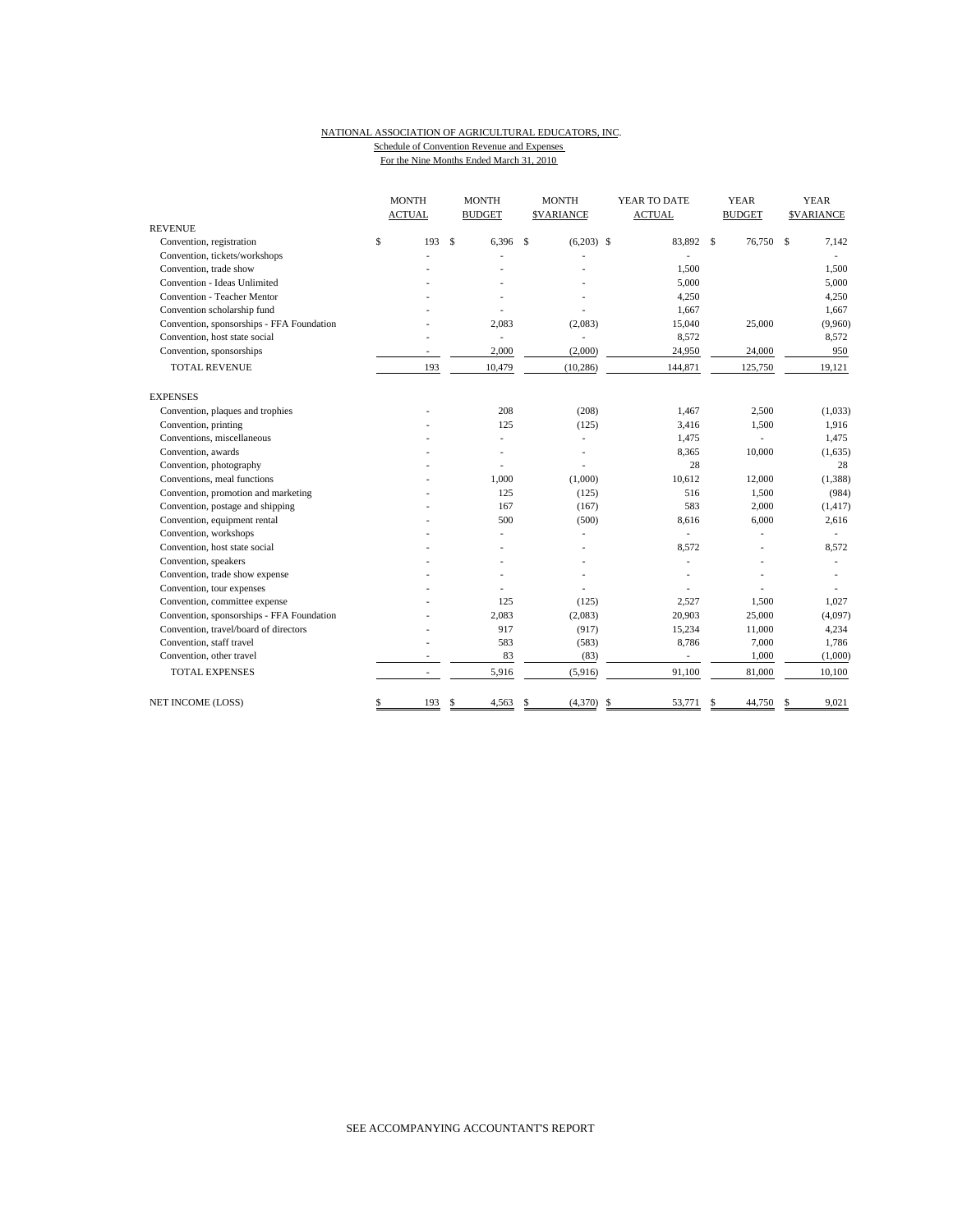NATIONAL ASSOCIATION OF AGRICULTURAL EDUCATORS, INC.

Schedule of Convention Revenue and Expenses

For the Nine Months Ended March 31, 2010

| | MONTH ACTUAL | MONTH BUDGET | MONTH $VARIANCE | YEAR TO DATE ACTUAL | YEAR BUDGET | YEAR $VARIANCE |
|---|---|---|---|---|---|---|
| REVENUE | | | | | | |
| Convention, registration | $ 193 | $ 6,396 | $ (6,203) | $ 83,892 | $ 76,750 | $ 7,142 |
| Convention, tickets/workshops | - | - | - | - | | - |
| Convention, trade show | - | - | - | 1,500 | | 1,500 |
| Convention - Ideas Unlimited | - | - | - | 5,000 | | 5,000 |
| Convention - Teacher Mentor | - | - | - | 4,250 | | 4,250 |
| Convention scholarship fund | - | - | - | 1,667 | | 1,667 |
| Convention, sponsorships - FFA Foundation | - | 2,083 | (2,083) | 15,040 | 25,000 | (9,960) |
| Convention, host state social | - | - | - | 8,572 | | 8,572 |
| Convention, sponsorships | - | 2,000 | (2,000) | 24,950 | 24,000 | 950 |
| TOTAL REVENUE | 193 | 10,479 | (10,286) | 144,871 | 125,750 | 19,121 |
| EXPENSES | | | | | | |
| Convention, plaques and trophies | - | 208 | (208) | 1,467 | 2,500 | (1,033) |
| Convention, printing | - | 125 | (125) | 3,416 | 1,500 | 1,916 |
| Conventions, miscellaneous | - | - | - | 1,475 | - | 1,475 |
| Convention, awards | - | - | - | 8,365 | 10,000 | (1,635) |
| Convention, photography | - | - | - | 28 | | 28 |
| Conventions, meal functions | - | 1,000 | (1,000) | 10,612 | 12,000 | (1,388) |
| Convention, promotion and marketing | - | 125 | (125) | 516 | 1,500 | (984) |
| Convention, postage and shipping | - | 167 | (167) | 583 | 2,000 | (1,417) |
| Convention, equipment rental | - | 500 | (500) | 8,616 | 6,000 | 2,616 |
| Convention, workshops | - | - | - | - | - | - |
| Convention, host state social | - | - | - | 8,572 | - | 8,572 |
| Convention, speakers | - | - | - | - | - | - |
| Convention, trade show expense | - | - | - | - | - | - |
| Convention, tour expenses | - | - | - | - | - | - |
| Convention, committee expense | - | 125 | (125) | 2,527 | 1,500 | 1,027 |
| Convention, sponsorships - FFA Foundation | - | 2,083 | (2,083) | 20,903 | 25,000 | (4,097) |
| Convention, travel/board of directors | - | 917 | (917) | 15,234 | 11,000 | 4,234 |
| Convention, staff travel | - | 583 | (583) | 8,786 | 7,000 | 1,786 |
| Convention, other travel | - | 83 | (83) | - | 1,000 | (1,000) |
| TOTAL EXPENSES | - | 5,916 | (5,916) | 91,100 | 81,000 | 10,100 |
| NET INCOME (LOSS) | $ 193 | $ 4,563 | $ (4,370) | $ 53,771 | $ 44,750 | $ 9,021 |

SEE ACCOMPANYING ACCOUNTANT'S REPORT